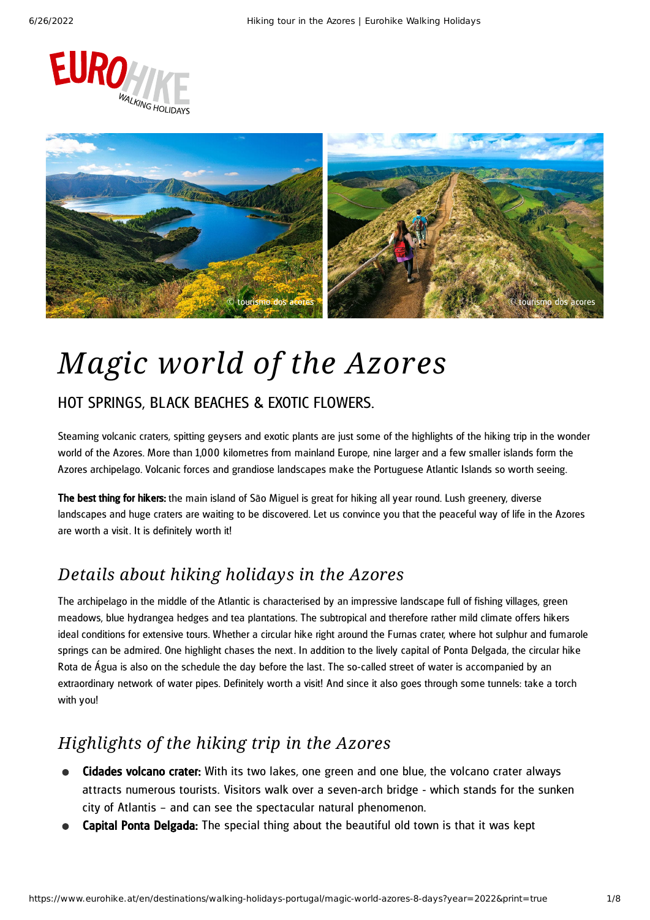# Magic world of the Azores

## HOT SPRINGS, BLACK BEACHES & EXOTIC FLOWERS.

Steaming volcanic craters, spitting geysers and exotic plants are just some of the highlights of the hiking trip in the wonder world of the Azores. More than 1,000 kilometres from mainland Europe, nine larger and a few smaller islands form the Azores archipelago. Volcanic forces and grandiose landscapes make the Portuguese Atlantic Islands so worth seeing.

**The best thing for hikers:** the main island of São Miguel is great for hiking all year round. Lush greenery, diverse landscapes and huge craters are waiting to be discovered. Let us convince you that the peaceful way of life in the Azores are worth a visit. It is definitely worth it!

## *Details about hiking holidays in the Azores*

The archipelago in the middle of the Atlantic is characterised by an impressive landscape full of fishing villages, green meadows, blue hydrangea hedges and tea plantations. The subtropical and therefore rather mild climate offers hikers ideal conditions for extensive tours. Whether a circular hike right around the Furnas crater, where hot sulphur and fumarole springs can be admired. One highlight chases the next. In addition to the lively capital of Ponta Delgada, the circular hike Rota de Água is also on the schedule the day before the last. The so-called street of water is accompanied by an extraordinary network of water pipes. Definitely worth a visit! And since it also goes through some tunnels: take a torch with you!

## *Highlights of the hiking trip in the Azores*

- **Cidades volcano crater:** With its two lakes, one green and one blue, the volcano crater always attracts numerous tourists. Visitors walk over a seven-arch bridge - which stands for the sunken city of Atlantis – and can see the spectacular natural phenomenon.
- **Capital Ponta Delgada:** The special thing about the beautiful old town is that it was kept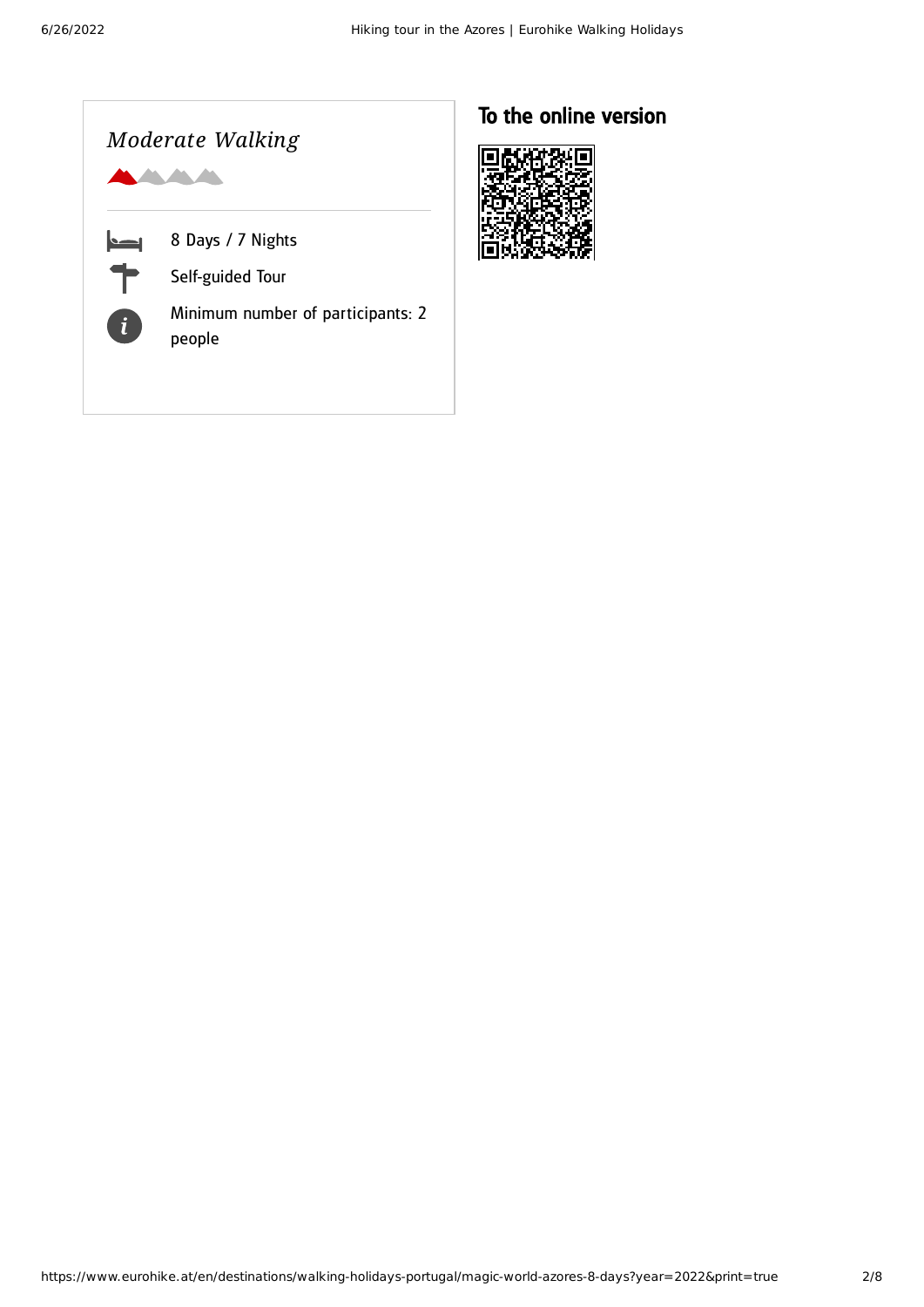*Moderate Walking*

8 Days / 7 Nights

Self-guided Tour

Minimum number of participants: 2 people

## To the online version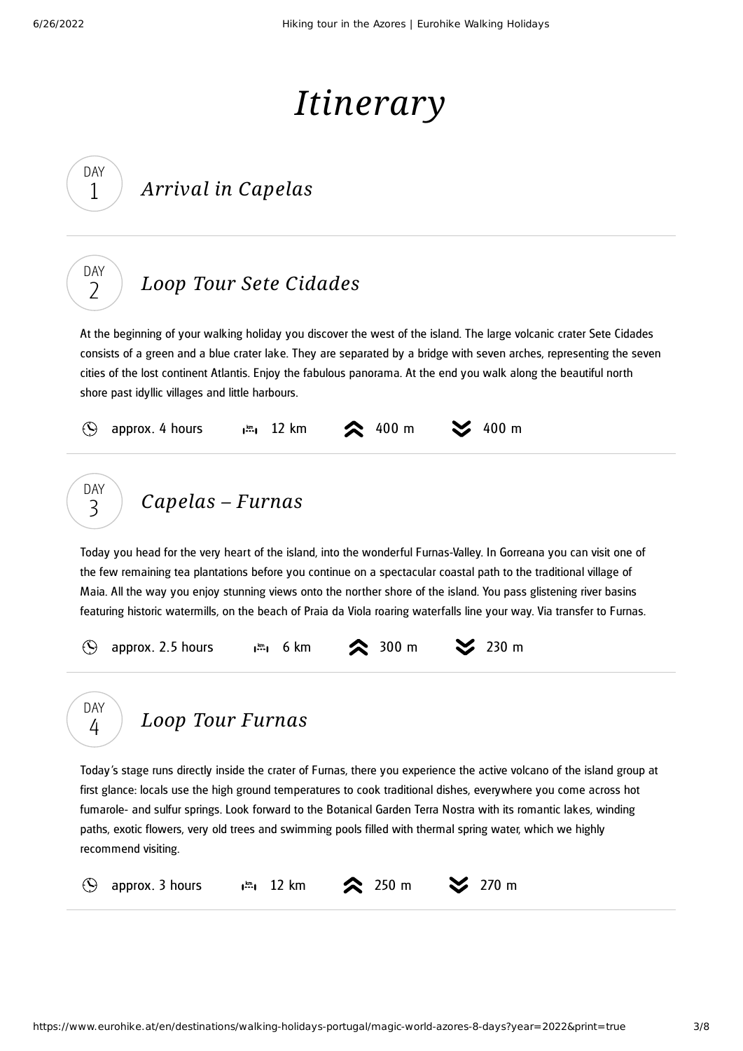# *Itinerary*

## DAY 1 *Arrival in Capelas*

---

## DAY 2 *Loop Tour Sete Cidades*

At the beginning of your walking holiday you discover the west of the island. The large volcanic crater Sete Cidades consists of a green and a blue crater lake. They are separated by a bridge with seven arches, representing the seven cities of the lost continent Atlantis. Enjoy the fabulous panorama. At the end you walk along the beautiful north shore past idyllic villages and little harbours.

approx. 4 hours | 12 km | ascent 400 m | descent 400 m

---

## DAY 3 *Capelas – Furnas*

Today you head for the very heart of the island, into the wonderful Furnas-Valley. In Gorreana you can visit one of the few remaining tea plantations before you continue on a spectacular coastal path to the traditional village of Maia. All the way you enjoy stunning views onto the norther shore of the island. You pass glistening river basins featuring historic watermills, on the beach of Praia da Viola roaring waterfalls line your way. Via transfer to Furnas.

approx. 2.5 hours | 6 km | ascent 300 m | descent 230 m

---

## DAY 4 *Loop Tour Furnas*

Today's stage runs directly inside the crater of Furnas, there you experience the active volcano of the island group at first glance: locals use the high ground temperatures to cook traditional dishes, everywhere you come across hot fumarole- and sulfur springs. Look forward to the Botanical Garden Terra Nostra with its romantic lakes, winding paths, exotic flowers, very old trees and swimming pools filled with thermal spring water, which we highly recommend visiting.

approx. 3 hours | 12 km | ascent 250 m | descent 270 m

---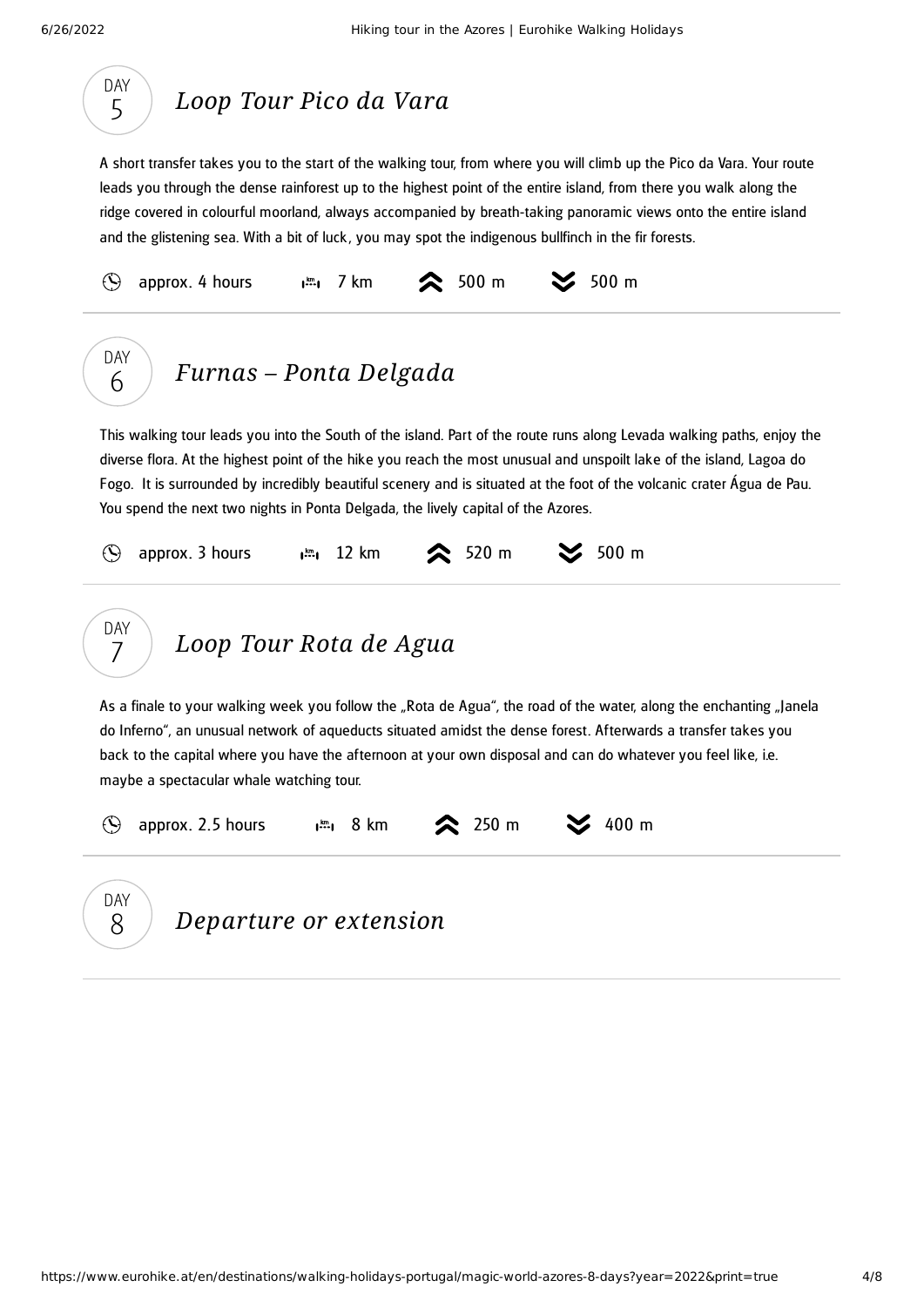## DAY 5 — *Loop Tour Pico da Vara*

A short transfer takes you to the start of the walking tour, from where you will climb up the Pico da Vara. Your route leads you through the dense rainforest up to the highest point of the entire island, from there you walk along the ridge covered in colourful moorland, always accompanied by breath-taking panoramic views onto the entire island and the glistening sea. With a bit of luck, you may spot the indigenous bullfinch in the fir forests.

approx. 4 hours | 7 km | ascent 500 m | descent 500 m

## DAY 6 — *Furnas – Ponta Delgada*

This walking tour leads you into the South of the island. Part of the route runs along Levada walking paths, enjoy the diverse flora. At the highest point of the hike you reach the most unusual and unspoilt lake of the island, Lagoa do Fogo. It is surrounded by incredibly beautiful scenery and is situated at the foot of the volcanic crater Água de Pau. You spend the next two nights in Ponta Delgada, the lively capital of the Azores.

approx. 3 hours | 12 km | ascent 520 m | descent 500 m

## DAY 7 — *Loop Tour Rota de Agua*

As a finale to your walking week you follow the „Rota de Agua“, the road of the water, along the enchanting „Janela do Inferno“, an unusual network of aqueducts situated amidst the dense forest. Afterwards a transfer takes you back to the capital where you have the afternoon at your own disposal and can do whatever you feel like, i.e. maybe a spectacular whale watching tour.

approx. 2.5 hours | 8 km | ascent 250 m | descent 400 m

## DAY 8 — *Departure or extension*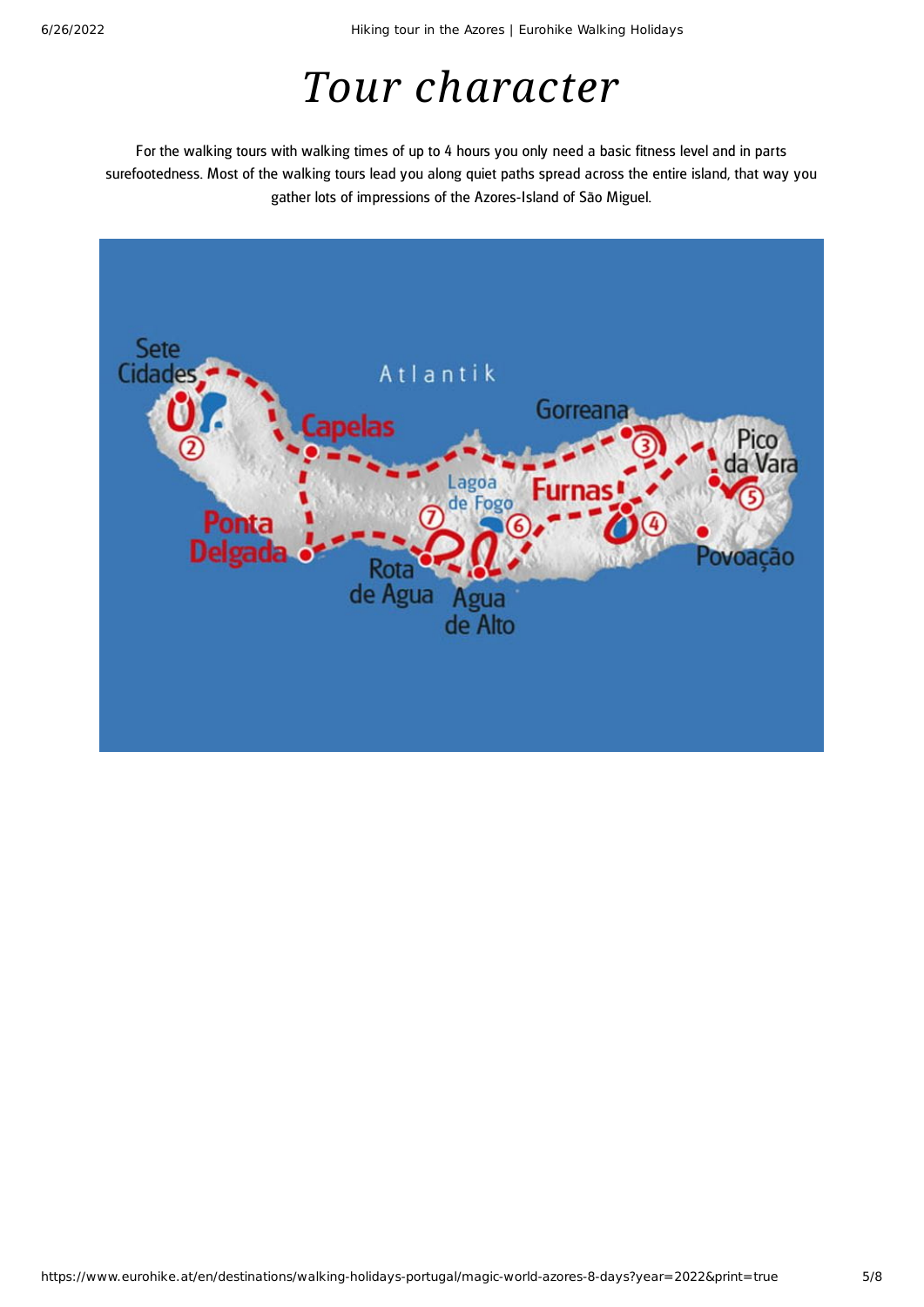# Tour character

For the walking tours with walking times of up to 4 hours you only need a basic fitness level and in parts surefootedness. Most of the walking tours lead you along quiet paths spread across the entire island, that way you gather lots of impressions of the Azores-Island of São Miguel.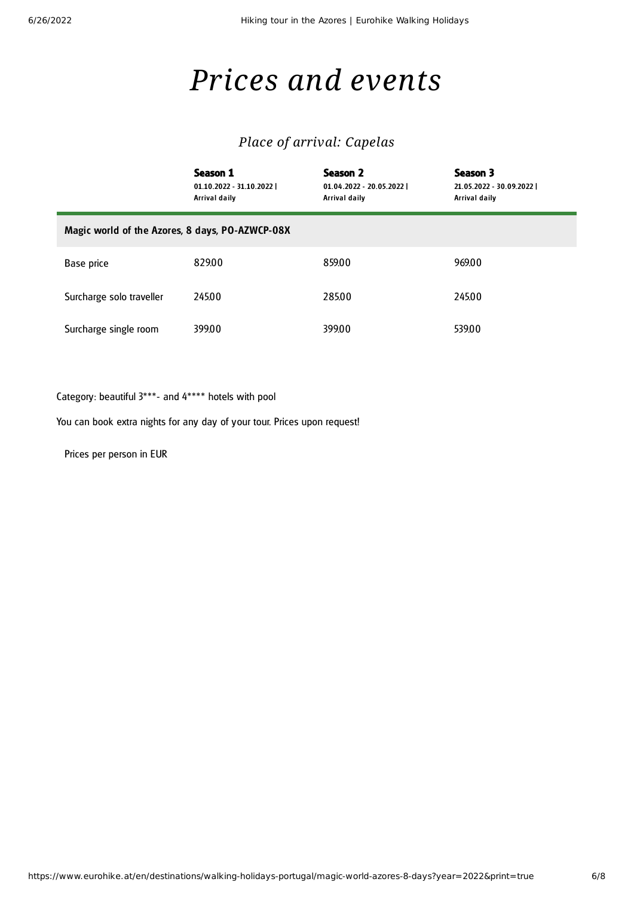# *Prices and events*

## *Place of arrival: Capelas*

| | **Season 1**<br>01.10.2022 - 31.10.2022 \| Arrival daily | **Season 2**<br>01.04.2022 - 20.05.2022 \| Arrival daily | **Season 3**<br>21.05.2022 - 30.09.2022 \| Arrival daily |
|---|---|---|---|
| **Magic world of the Azores, 8 days, PO-AZWCP-08X** | | | |
| Base price | 829.00 | 859.00 | 969.00 |
| Surcharge solo traveller | 245.00 | 285.00 | 245.00 |
| Surcharge single room | 399.00 | 399.00 | 539.00 |

Category: beautiful 3***- and 4**** hotels with pool

You can book extra nights for any day of your tour. Prices upon request!

Prices per person in EUR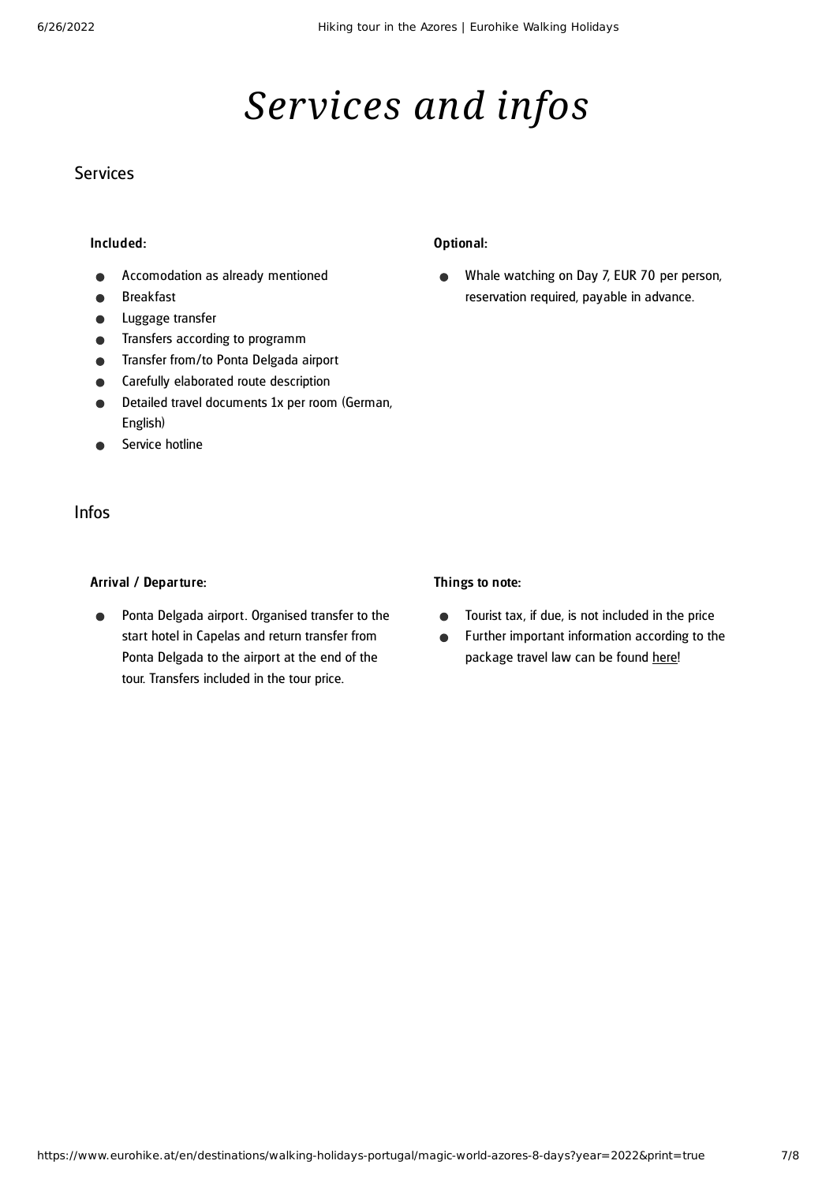# *Services and infos*

## Services

### Included:

- Accomodation as already mentioned
- Breakfast
- Luggage transfer
- Transfers according to programm
- Transfer from/to Ponta Delgada airport
- Carefully elaborated route description
- Detailed travel documents 1x per room (German, English)
- Service hotline

### Optional:

- Whale watching on Day 7, EUR 70 per person, reservation required, payable in advance.

## Infos

### Arrival / Departure:

- Ponta Delgada airport. Organised transfer to the start hotel in Capelas and return transfer from Ponta Delgada to the airport at the end of the tour. Transfers included in the tour price.

### Things to note:

- Tourist tax, if due, is not included in the price
- Further important information according to the package travel law can be found here!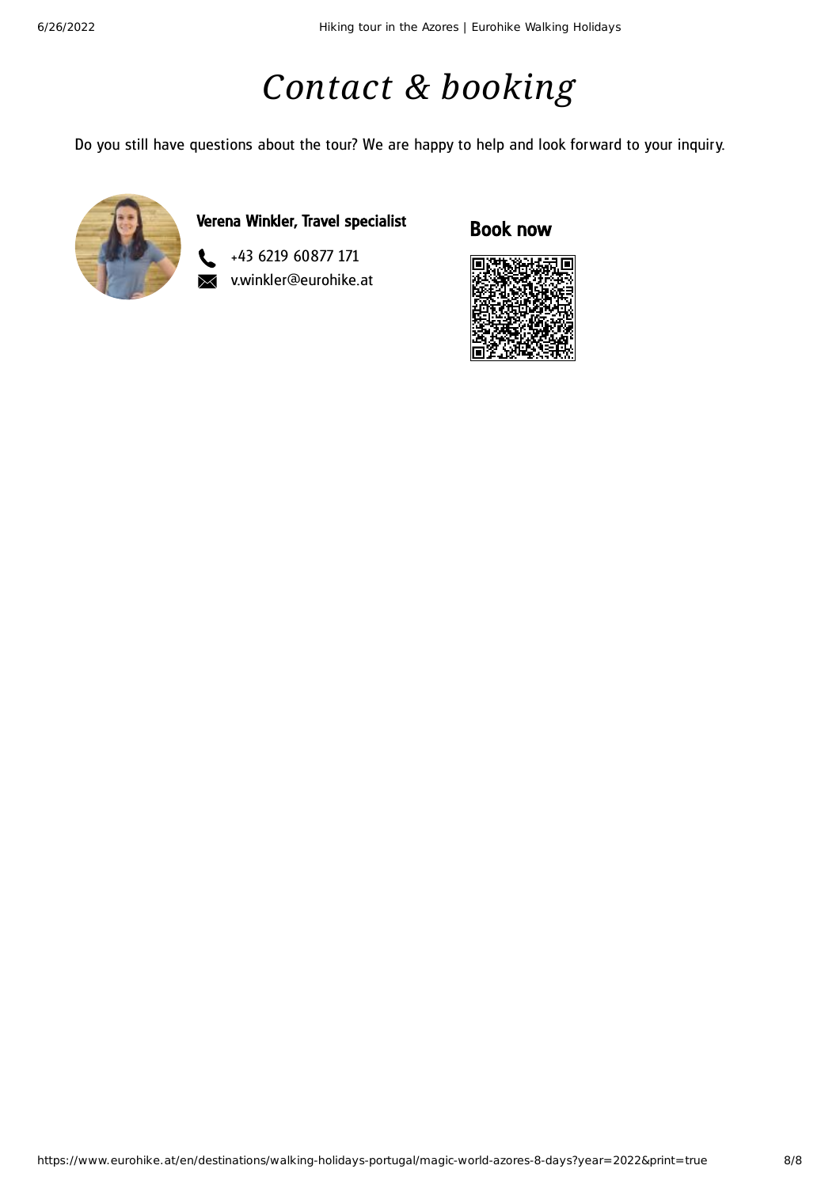# *Contact & booking*

Do you still have questions about the tour? We are happy to help and look forward to your inquiry.

**Verena Winkler, Travel specialist**

+43 6219 60877 171

v.winkler@eurohike.at

**Book now**